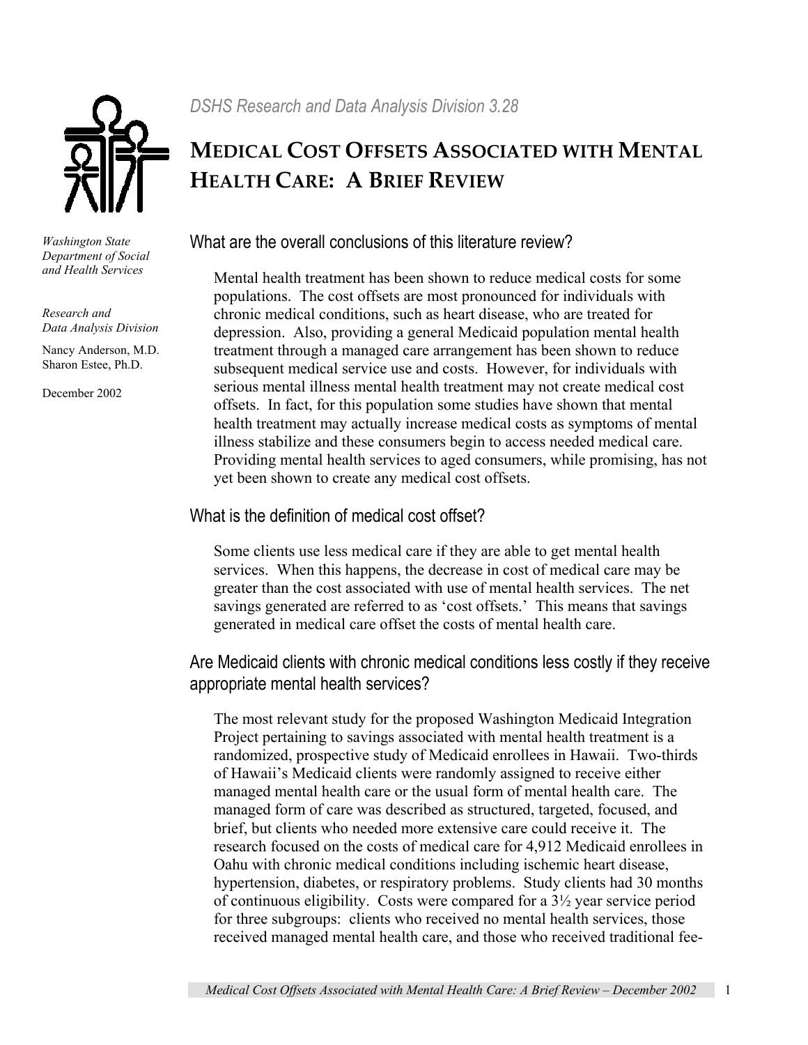*DSHS Research and Data Analysis Division 3.28*

# MEDICAL COST OFFSETS ASSOCIATED WITH MENTAL HEALTH CARE: A BRIEF REVIEW

*Washington State Department of Social and Health Services*

*Research and Data Analysis Division*

Nancy Anderson, M.D.
Sharon Estee, Ph.D.

December 2002

## What are the overall conclusions of this literature review?

Mental health treatment has been shown to reduce medical costs for some populations. The cost offsets are most pronounced for individuals with chronic medical conditions, such as heart disease, who are treated for depression. Also, providing a general Medicaid population mental health treatment through a managed care arrangement has been shown to reduce subsequent medical service use and costs. However, for individuals with serious mental illness mental health treatment may not create medical cost offsets. In fact, for this population some studies have shown that mental health treatment may actually increase medical costs as symptoms of mental illness stabilize and these consumers begin to access needed medical care. Providing mental health services to aged consumers, while promising, has not yet been shown to create any medical cost offsets.

## What is the definition of medical cost offset?

Some clients use less medical care if they are able to get mental health services. When this happens, the decrease in cost of medical care may be greater than the cost associated with use of mental health services. The net savings generated are referred to as 'cost offsets.' This means that savings generated in medical care offset the costs of mental health care.

## Are Medicaid clients with chronic medical conditions less costly if they receive appropriate mental health services?

The most relevant study for the proposed Washington Medicaid Integration Project pertaining to savings associated with mental health treatment is a randomized, prospective study of Medicaid enrollees in Hawaii. Two-thirds of Hawaii's Medicaid clients were randomly assigned to receive either managed mental health care or the usual form of mental health care. The managed form of care was described as structured, targeted, focused, and brief, but clients who needed more extensive care could receive it. The research focused on the costs of medical care for 4,912 Medicaid enrollees in Oahu with chronic medical conditions including ischemic heart disease, hypertension, diabetes, or respiratory problems. Study clients had 30 months of continuous eligibility. Costs were compared for a 3½ year service period for three subgroups: clients who received no mental health services, those received managed mental health care, and those who received traditional fee-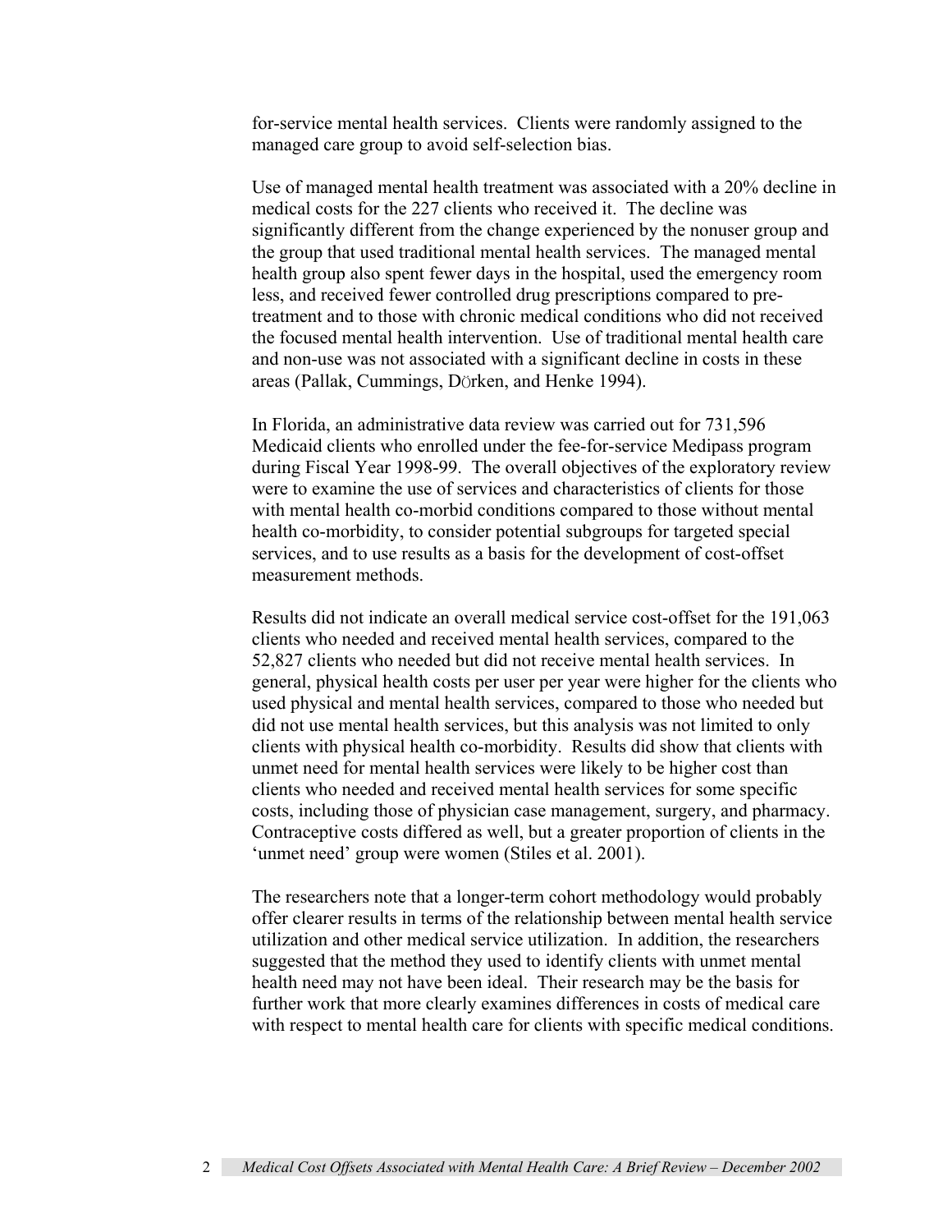for-service mental health services. Clients were randomly assigned to the managed care group to avoid self-selection bias.

Use of managed mental health treatment was associated with a 20% decline in medical costs for the 227 clients who received it. The decline was significantly different from the change experienced by the nonuser group and the group that used traditional mental health services. The managed mental health group also spent fewer days in the hospital, used the emergency room less, and received fewer controlled drug prescriptions compared to pre-treatment and to those with chronic medical conditions who did not received the focused mental health intervention. Use of traditional mental health care and non-use was not associated with a significant decline in costs in these areas (Pallak, Cummings, DÖrken, and Henke 1994).

In Florida, an administrative data review was carried out for 731,596 Medicaid clients who enrolled under the fee-for-service Medipass program during Fiscal Year 1998-99. The overall objectives of the exploratory review were to examine the use of services and characteristics of clients for those with mental health co-morbid conditions compared to those without mental health co-morbidity, to consider potential subgroups for targeted special services, and to use results as a basis for the development of cost-offset measurement methods.

Results did not indicate an overall medical service cost-offset for the 191,063 clients who needed and received mental health services, compared to the 52,827 clients who needed but did not receive mental health services. In general, physical health costs per user per year were higher for the clients who used physical and mental health services, compared to those who needed but did not use mental health services, but this analysis was not limited to only clients with physical health co-morbidity. Results did show that clients with unmet need for mental health services were likely to be higher cost than clients who needed and received mental health services for some specific costs, including those of physician case management, surgery, and pharmacy. Contraceptive costs differed as well, but a greater proportion of clients in the 'unmet need' group were women (Stiles et al. 2001).

The researchers note that a longer-term cohort methodology would probably offer clearer results in terms of the relationship between mental health service utilization and other medical service utilization. In addition, the researchers suggested that the method they used to identify clients with unmet mental health need may not have been ideal. Their research may be the basis for further work that more clearly examines differences in costs of medical care with respect to mental health care for clients with specific medical conditions.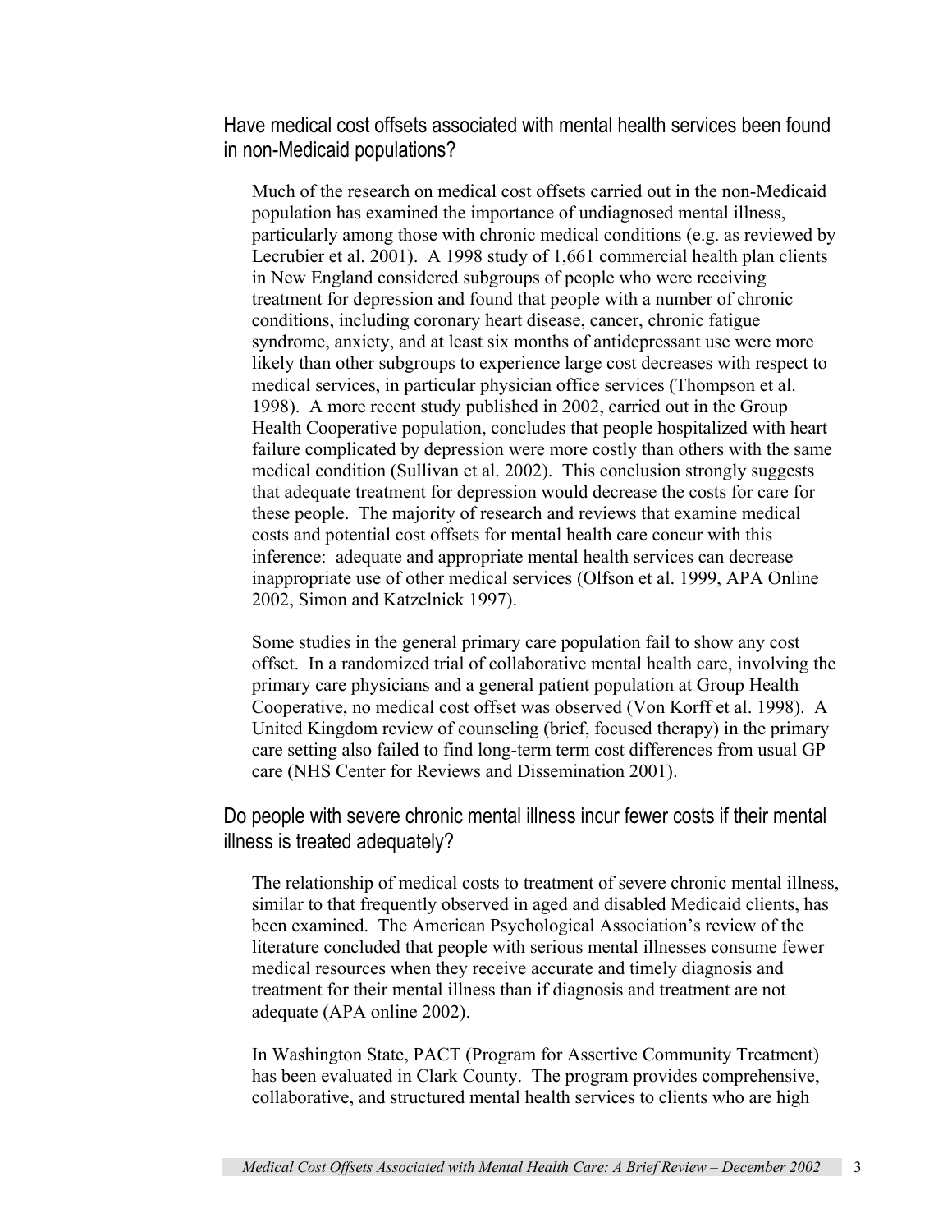## Have medical cost offsets associated with mental health services been found in non-Medicaid populations?

Much of the research on medical cost offsets carried out in the non-Medicaid population has examined the importance of undiagnosed mental illness, particularly among those with chronic medical conditions (e.g. as reviewed by Lecrubier et al. 2001). A 1998 study of 1,661 commercial health plan clients in New England considered subgroups of people who were receiving treatment for depression and found that people with a number of chronic conditions, including coronary heart disease, cancer, chronic fatigue syndrome, anxiety, and at least six months of antidepressant use were more likely than other subgroups to experience large cost decreases with respect to medical services, in particular physician office services (Thompson et al. 1998). A more recent study published in 2002, carried out in the Group Health Cooperative population, concludes that people hospitalized with heart failure complicated by depression were more costly than others with the same medical condition (Sullivan et al. 2002). This conclusion strongly suggests that adequate treatment for depression would decrease the costs for care for these people. The majority of research and reviews that examine medical costs and potential cost offsets for mental health care concur with this inference: adequate and appropriate mental health services can decrease inappropriate use of other medical services (Olfson et al. 1999, APA Online 2002, Simon and Katzelnick 1997).

Some studies in the general primary care population fail to show any cost offset. In a randomized trial of collaborative mental health care, involving the primary care physicians and a general patient population at Group Health Cooperative, no medical cost offset was observed (Von Korff et al. 1998). A United Kingdom review of counseling (brief, focused therapy) in the primary care setting also failed to find long-term term cost differences from usual GP care (NHS Center for Reviews and Dissemination 2001).

## Do people with severe chronic mental illness incur fewer costs if their mental illness is treated adequately?

The relationship of medical costs to treatment of severe chronic mental illness, similar to that frequently observed in aged and disabled Medicaid clients, has been examined. The American Psychological Association's review of the literature concluded that people with serious mental illnesses consume fewer medical resources when they receive accurate and timely diagnosis and treatment for their mental illness than if diagnosis and treatment are not adequate (APA online 2002).

In Washington State, PACT (Program for Assertive Community Treatment) has been evaluated in Clark County. The program provides comprehensive, collaborative, and structured mental health services to clients who are high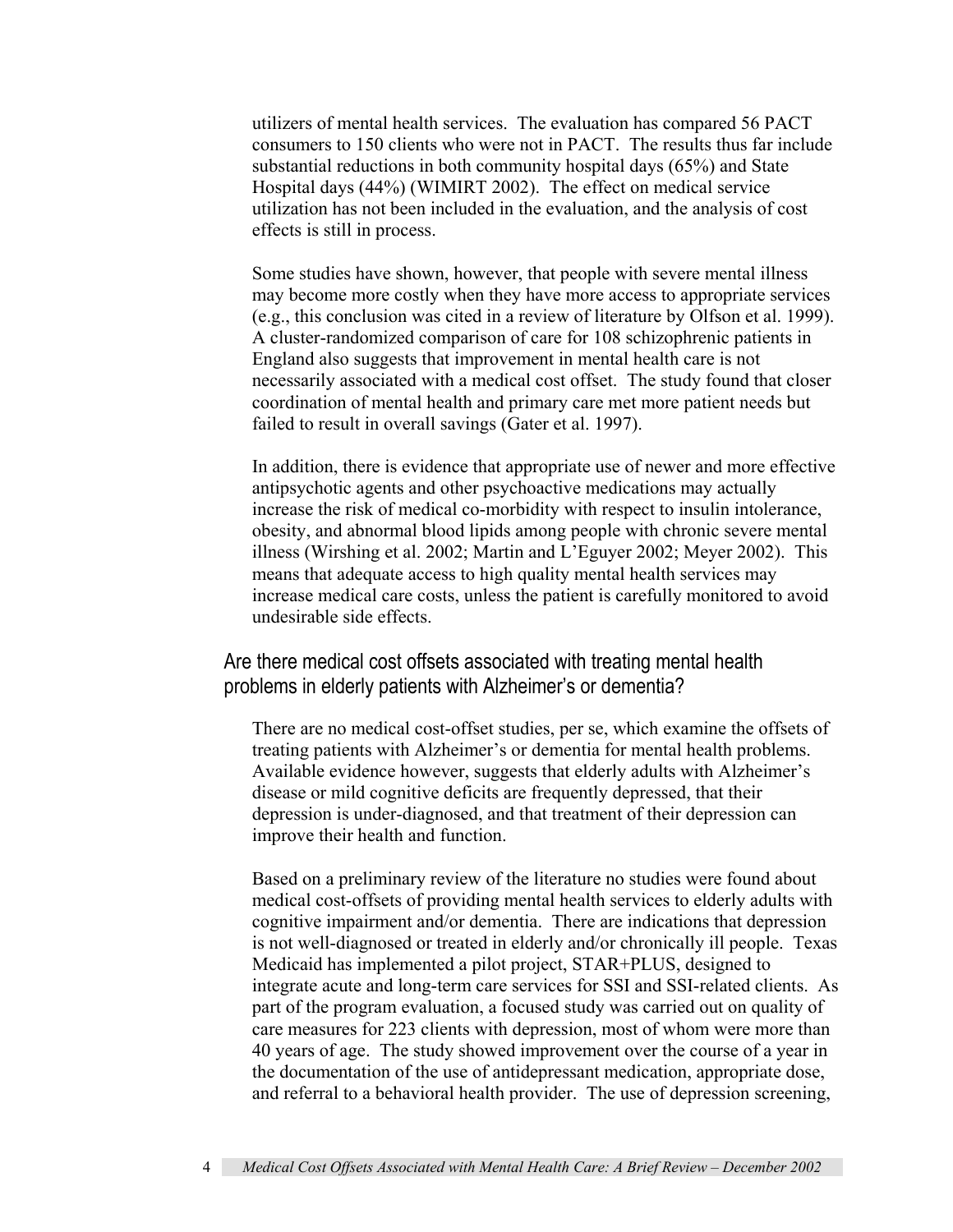utilizers of mental health services. The evaluation has compared 56 PACT consumers to 150 clients who were not in PACT. The results thus far include substantial reductions in both community hospital days (65%) and State Hospital days (44%) (WIMIRT 2002). The effect on medical service utilization has not been included in the evaluation, and the analysis of cost effects is still in process.

Some studies have shown, however, that people with severe mental illness may become more costly when they have more access to appropriate services (e.g., this conclusion was cited in a review of literature by Olfson et al. 1999). A cluster-randomized comparison of care for 108 schizophrenic patients in England also suggests that improvement in mental health care is not necessarily associated with a medical cost offset. The study found that closer coordination of mental health and primary care met more patient needs but failed to result in overall savings (Gater et al. 1997).

In addition, there is evidence that appropriate use of newer and more effective antipsychotic agents and other psychoactive medications may actually increase the risk of medical co-morbidity with respect to insulin intolerance, obesity, and abnormal blood lipids among people with chronic severe mental illness (Wirshing et al. 2002; Martin and L'Eguyer 2002; Meyer 2002). This means that adequate access to high quality mental health services may increase medical care costs, unless the patient is carefully monitored to avoid undesirable side effects.

## Are there medical cost offsets associated with treating mental health problems in elderly patients with Alzheimer's or dementia?

There are no medical cost-offset studies, per se, which examine the offsets of treating patients with Alzheimer's or dementia for mental health problems. Available evidence however, suggests that elderly adults with Alzheimer's disease or mild cognitive deficits are frequently depressed, that their depression is under-diagnosed, and that treatment of their depression can improve their health and function.

Based on a preliminary review of the literature no studies were found about medical cost-offsets of providing mental health services to elderly adults with cognitive impairment and/or dementia. There are indications that depression is not well-diagnosed or treated in elderly and/or chronically ill people. Texas Medicaid has implemented a pilot project, STAR+PLUS, designed to integrate acute and long-term care services for SSI and SSI-related clients. As part of the program evaluation, a focused study was carried out on quality of care measures for 223 clients with depression, most of whom were more than 40 years of age. The study showed improvement over the course of a year in the documentation of the use of antidepressant medication, appropriate dose, and referral to a behavioral health provider. The use of depression screening,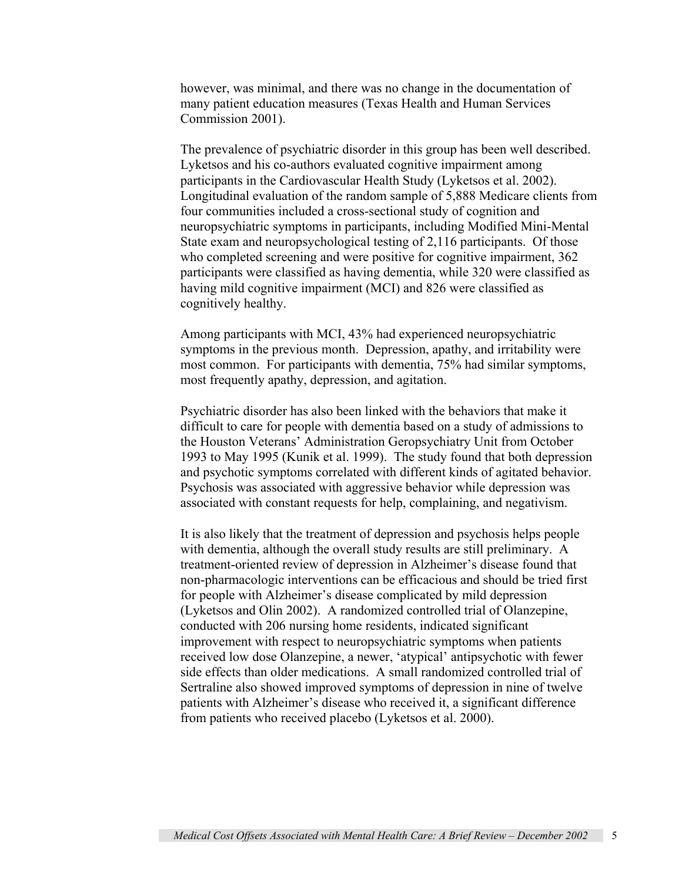however, was minimal, and there was no change in the documentation of many patient education measures (Texas Health and Human Services Commission 2001).

The prevalence of psychiatric disorder in this group has been well described. Lyketsos and his co-authors evaluated cognitive impairment among participants in the Cardiovascular Health Study (Lyketsos et al. 2002). Longitudinal evaluation of the random sample of 5,888 Medicare clients from four communities included a cross-sectional study of cognition and neuropsychiatric symptoms in participants, including Modified Mini-Mental State exam and neuropsychological testing of 2,116 participants. Of those who completed screening and were positive for cognitive impairment, 362 participants were classified as having dementia, while 320 were classified as having mild cognitive impairment (MCI) and 826 were classified as cognitively healthy.

Among participants with MCI, 43% had experienced neuropsychiatric symptoms in the previous month. Depression, apathy, and irritability were most common. For participants with dementia, 75% had similar symptoms, most frequently apathy, depression, and agitation.

Psychiatric disorder has also been linked with the behaviors that make it difficult to care for people with dementia based on a study of admissions to the Houston Veterans' Administration Geropsychiatry Unit from October 1993 to May 1995 (Kunik et al. 1999). The study found that both depression and psychotic symptoms correlated with different kinds of agitated behavior. Psychosis was associated with aggressive behavior while depression was associated with constant requests for help, complaining, and negativism.

It is also likely that the treatment of depression and psychosis helps people with dementia, although the overall study results are still preliminary. A treatment-oriented review of depression in Alzheimer's disease found that non-pharmacologic interventions can be efficacious and should be tried first for people with Alzheimer's disease complicated by mild depression (Lyketsos and Olin 2002). A randomized controlled trial of Olanzepine, conducted with 206 nursing home residents, indicated significant improvement with respect to neuropsychiatric symptoms when patients received low dose Olanzepine, a newer, 'atypical' antipsychotic with fewer side effects than older medications. A small randomized controlled trial of Sertraline also showed improved symptoms of depression in nine of twelve patients with Alzheimer's disease who received it, a significant difference from patients who received placebo (Lyketsos et al. 2000).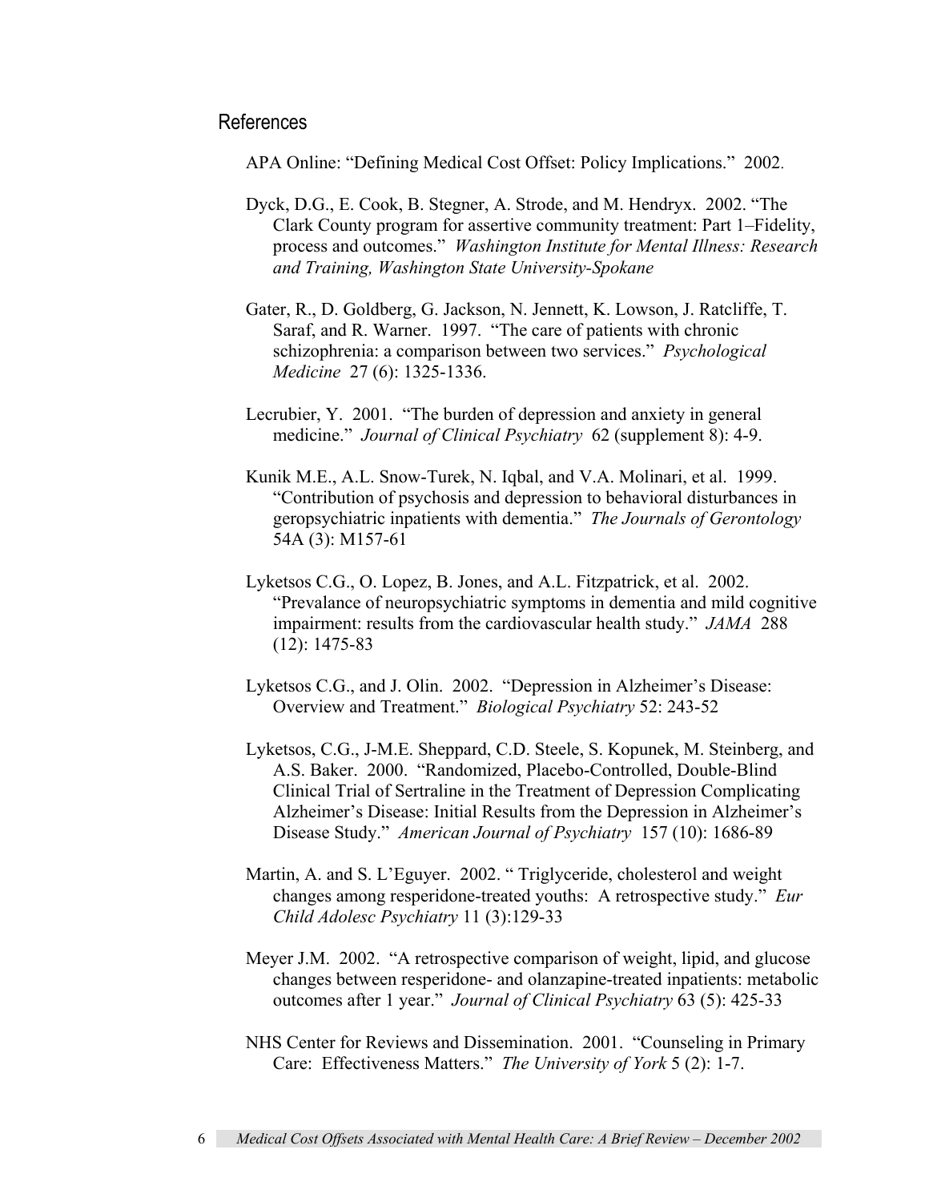## References

APA Online: "Defining Medical Cost Offset: Policy Implications." 2002.

Dyck, D.G., E. Cook, B. Stegner, A. Strode, and M. Hendryx. 2002. "The Clark County program for assertive community treatment: Part 1–Fidelity, process and outcomes." *Washington Institute for Mental Illness: Research and Training, Washington State University-Spokane*

Gater, R., D. Goldberg, G. Jackson, N. Jennett, K. Lowson, J. Ratcliffe, T. Saraf, and R. Warner. 1997. "The care of patients with chronic schizophrenia: a comparison between two services." *Psychological Medicine* 27 (6): 1325-1336.

Lecrubier, Y. 2001. "The burden of depression and anxiety in general medicine." *Journal of Clinical Psychiatry* 62 (supplement 8): 4-9.

Kunik M.E., A.L. Snow-Turek, N. Iqbal, and V.A. Molinari, et al. 1999. "Contribution of psychosis and depression to behavioral disturbances in geropsychiatric inpatients with dementia." *The Journals of Gerontology* 54A (3): M157-61

Lyketsos C.G., O. Lopez, B. Jones, and A.L. Fitzpatrick, et al. 2002. "Prevalance of neuropsychiatric symptoms in dementia and mild cognitive impairment: results from the cardiovascular health study." *JAMA* 288 (12): 1475-83

Lyketsos C.G., and J. Olin. 2002. "Depression in Alzheimer's Disease: Overview and Treatment." *Biological Psychiatry* 52: 243-52

Lyketsos, C.G., J-M.E. Sheppard, C.D. Steele, S. Kopunek, M. Steinberg, and A.S. Baker. 2000. "Randomized, Placebo-Controlled, Double-Blind Clinical Trial of Sertraline in the Treatment of Depression Complicating Alzheimer's Disease: Initial Results from the Depression in Alzheimer's Disease Study." *American Journal of Psychiatry* 157 (10): 1686-89

Martin, A. and S. L'Eguyer. 2002. " Triglyceride, cholesterol and weight changes among resperidone-treated youths: A retrospective study." *Eur Child Adolesc Psychiatry* 11 (3):129-33

Meyer J.M. 2002. "A retrospective comparison of weight, lipid, and glucose changes between resperidone- and olanzapine-treated inpatients: metabolic outcomes after 1 year." *Journal of Clinical Psychiatry* 63 (5): 425-33

NHS Center for Reviews and Dissemination. 2001. "Counseling in Primary Care: Effectiveness Matters." *The University of York* 5 (2): 1-7.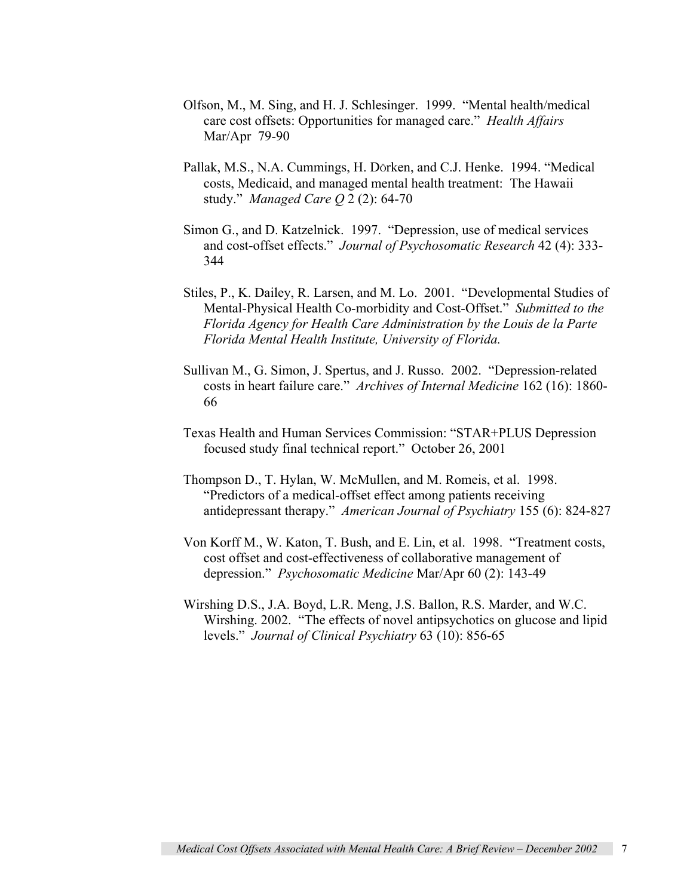Olfson, M., M. Sing, and H. J. Schlesinger. 1999. "Mental health/medical care cost offsets: Opportunities for managed care." *Health Affairs* Mar/Apr 79-90

Pallak, M.S., N.A. Cummings, H. Dörken, and C.J. Henke. 1994. "Medical costs, Medicaid, and managed mental health treatment: The Hawaii study." *Managed Care Q* 2 (2): 64-70

Simon G., and D. Katzelnick. 1997. "Depression, use of medical services and cost-offset effects." *Journal of Psychosomatic Research* 42 (4): 333-344

Stiles, P., K. Dailey, R. Larsen, and M. Lo. 2001. "Developmental Studies of Mental-Physical Health Co-morbidity and Cost-Offset." *Submitted to the Florida Agency for Health Care Administration by the Louis de la Parte Florida Mental Health Institute, University of Florida.*

Sullivan M., G. Simon, J. Spertus, and J. Russo. 2002. "Depression-related costs in heart failure care." *Archives of Internal Medicine* 162 (16): 1860-66

Texas Health and Human Services Commission: "STAR+PLUS Depression focused study final technical report." October 26, 2001

Thompson D., T. Hylan, W. McMullen, and M. Romeis, et al. 1998. "Predictors of a medical-offset effect among patients receiving antidepressant therapy." *American Journal of Psychiatry* 155 (6): 824-827

Von Korff M., W. Katon, T. Bush, and E. Lin, et al. 1998. "Treatment costs, cost offset and cost-effectiveness of collaborative management of depression." *Psychosomatic Medicine* Mar/Apr 60 (2): 143-49

Wirshing D.S., J.A. Boyd, L.R. Meng, J.S. Ballon, R.S. Marder, and W.C. Wirshing. 2002. "The effects of novel antipsychotics on glucose and lipid levels." *Journal of Clinical Psychiatry* 63 (10): 856-65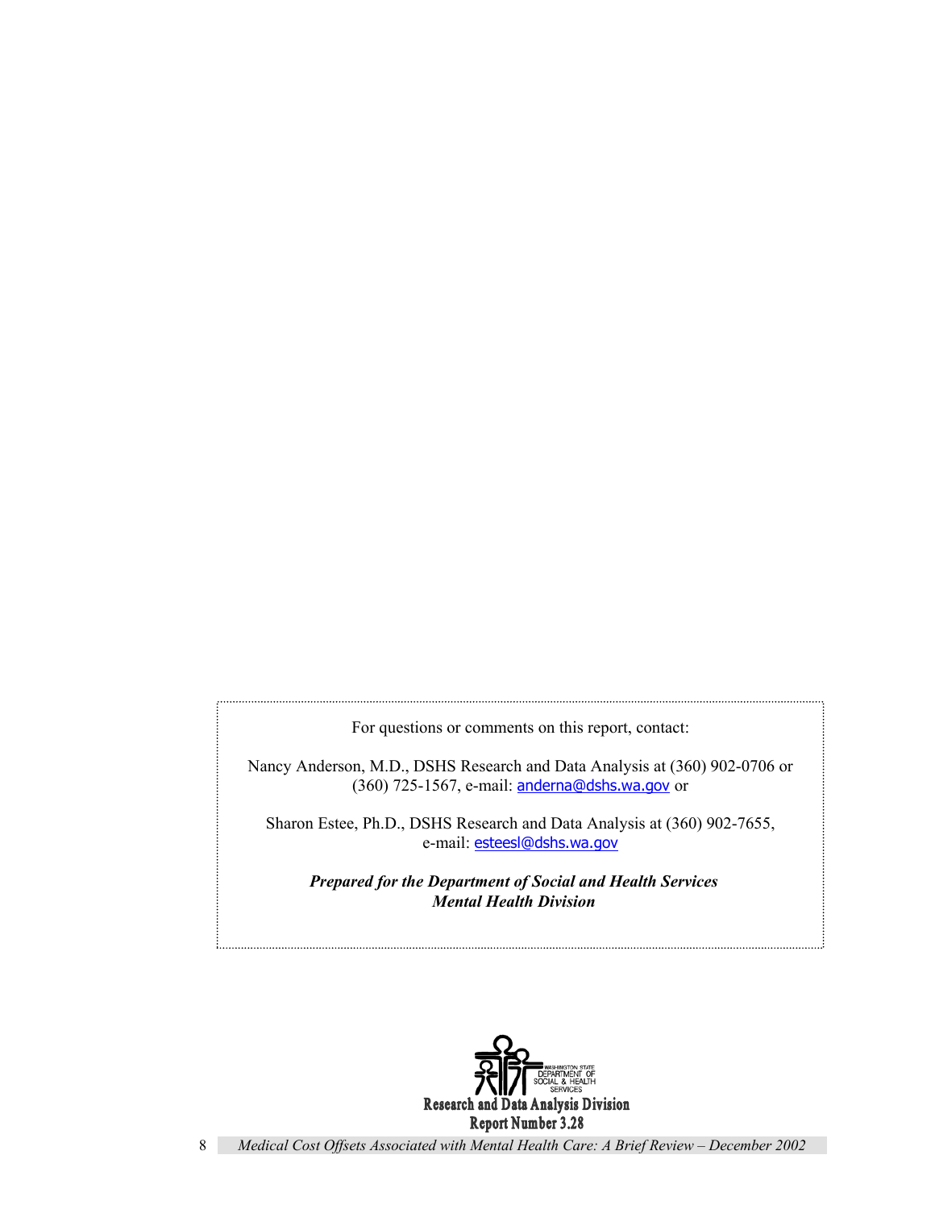For questions or comments on this report, contact:

Nancy Anderson, M.D., DSHS Research and Data Analysis at (360) 902-0706 or (360) 725-1567, e-mail: anderna@dshs.wa.gov or

Sharon Estee, Ph.D., DSHS Research and Data Analysis at (360) 902-7655, e-mail: esteesl@dshs.wa.gov

***Prepared for the Department of Social and Health Services***
***Mental Health Division***

WASHINGTON STATE DEPARTMENT OF SOCIAL & HEALTH SERVICES

**Research and Data Analysis Division**
**Report Number 3.28**